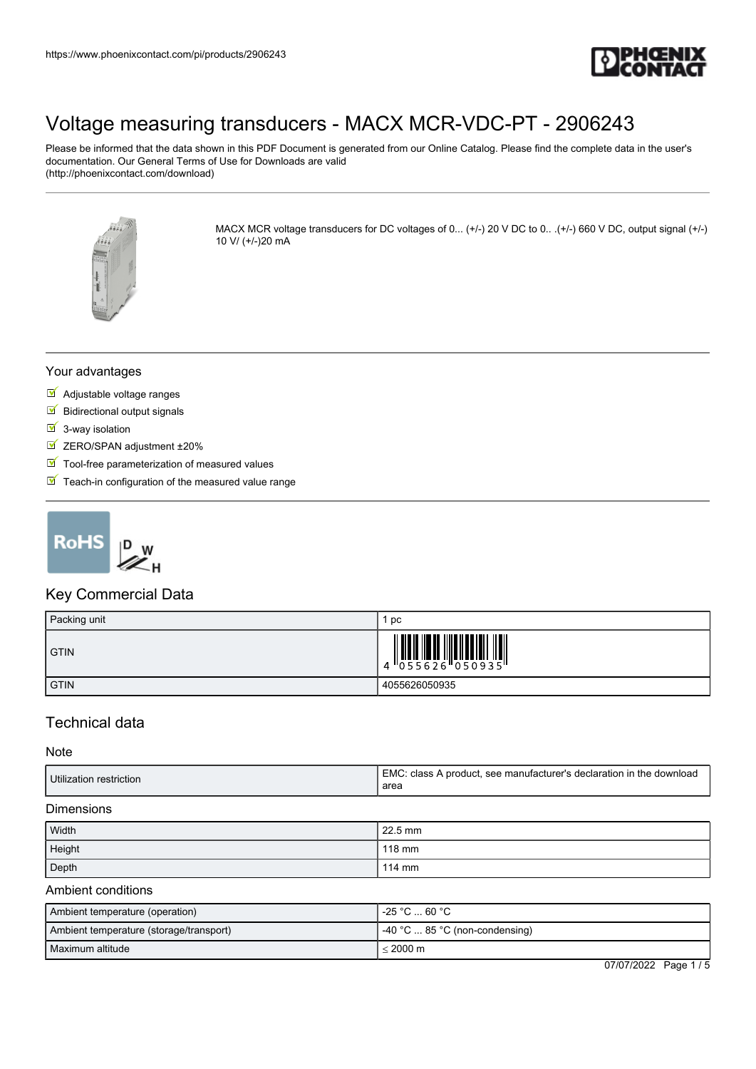# Voltage measuring transducers - MACX MCR-VDC-PT - 2906243

Please be informed that the data shown in this PDF Document is generated from our Online Catalog. Please find the complete data in the user's documentation. Our General Terms of Use for Downloads are valid (http://phoenixcontact.com/download)

MACX MCR voltage transducers for DC voltages of 0... (+/-) 20 V DC to 0.. .(+/-) 660 V DC, output signal (+/-) 10 V/ (+/-)20 mA

## Your advantages

- Adjustable voltage ranges
- Bidirectional output signals
- 3-way isolation
- ZERO/SPAN adjustment ±20%
- Tool-free parameterization of measured values
- Teach-in configuration of the measured value range

## Key Commercial Data

| | |
|---|---|
| Packing unit | 1 pc |
| GTIN | 4 055626 050935 |
| GTIN | 4055626050935 |

## Technical data

### Note

| | |
|---|---|
| Utilization restriction | EMC: class A product, see manufacturer's declaration in the download area |

### Dimensions

| | |
|---|---|
| Width | 22.5 mm |
| Height | 118 mm |
| Depth | 114 mm |

### Ambient conditions

| | |
|---|---|
| Ambient temperature (operation) | -25 °C ... 60 °C |
| Ambient temperature (storage/transport) | -40 °C ... 85 °C (non-condensing) |
| Maximum altitude | ≤ 2000 m |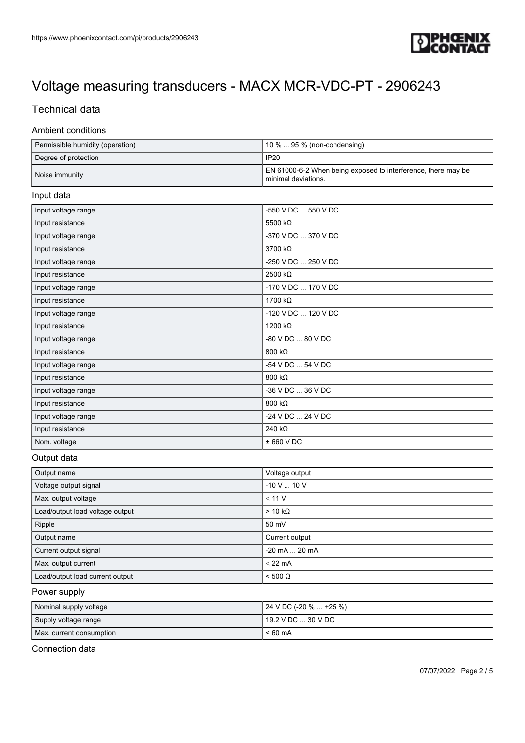# Voltage measuring transducers - MACX MCR-VDC-PT - 2906243

## Technical data

### Ambient conditions

| | |
|---|---|
| Permissible humidity (operation) | 10 % ... 95 % (non-condensing) |
| Degree of protection | IP20 |
| Noise immunity | EN 61000-6-2 When being exposed to interference, there may be minimal deviations. |

### Input data

| | |
|---|---|
| Input voltage range | -550 V DC ... 550 V DC |
| Input resistance | 5500 kΩ |
| Input voltage range | -370 V DC ... 370 V DC |
| Input resistance | 3700 kΩ |
| Input voltage range | -250 V DC ... 250 V DC |
| Input resistance | 2500 kΩ |
| Input voltage range | -170 V DC ... 170 V DC |
| Input resistance | 1700 kΩ |
| Input voltage range | -120 V DC ... 120 V DC |
| Input resistance | 1200 kΩ |
| Input voltage range | -80 V DC ... 80 V DC |
| Input resistance | 800 kΩ |
| Input voltage range | -54 V DC ... 54 V DC |
| Input resistance | 800 kΩ |
| Input voltage range | -36 V DC ... 36 V DC |
| Input resistance | 800 kΩ |
| Input voltage range | -24 V DC ... 24 V DC |
| Input resistance | 240 kΩ |
| Nom. voltage | ± 660 V DC |

### Output data

| | |
|---|---|
| Output name | Voltage output |
| Voltage output signal | -10 V ... 10 V |
| Max. output voltage | ≤ 11 V |
| Load/output load voltage output | > 10 kΩ |
| Ripple | 50 mV |
| Output name | Current output |
| Current output signal | -20 mA ... 20 mA |
| Max. output current | ≤ 22 mA |
| Load/output load current output | < 500 Ω |

### Power supply

| | |
|---|---|
| Nominal supply voltage | 24 V DC (-20 % ... +25 %) |
| Supply voltage range | 19.2 V DC ... 30 V DC |
| Max. current consumption | < 60 mA |

### Connection data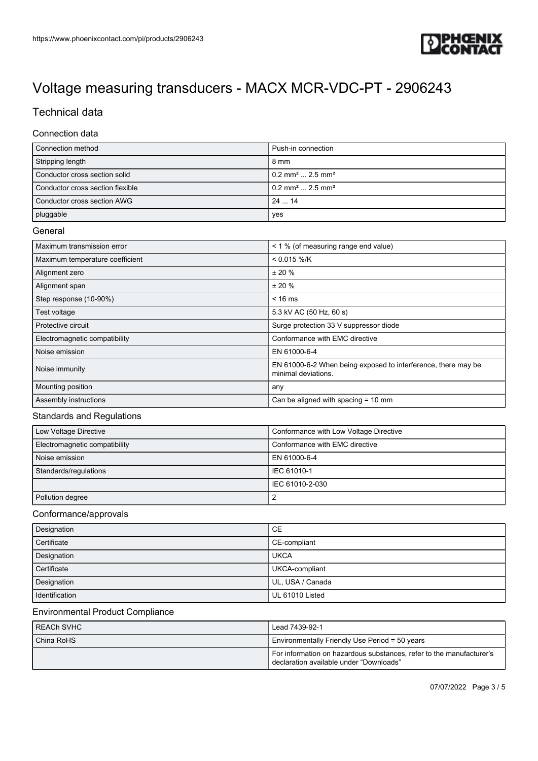# Voltage measuring transducers - MACX MCR-VDC-PT - 2906243

## Technical data

### Connection data

| | |
|---|---|
| Connection method | Push-in connection |
| Stripping length | 8 mm |
| Conductor cross section solid | 0.2 mm² ... 2.5 mm² |
| Conductor cross section flexible | 0.2 mm² ... 2.5 mm² |
| Conductor cross section AWG | 24 ... 14 |
| pluggable | yes |

### General

| | |
|---|---|
| Maximum transmission error | < 1 % (of measuring range end value) |
| Maximum temperature coefficient | < 0.015 %/K |
| Alignment zero | ± 20 % |
| Alignment span | ± 20 % |
| Step response (10-90%) | < 16 ms |
| Test voltage | 5.3 kV AC (50 Hz, 60 s) |
| Protective circuit | Surge protection 33 V suppressor diode |
| Electromagnetic compatibility | Conformance with EMC directive |
| Noise emission | EN 61000-6-4 |
| Noise immunity | EN 61000-6-2 When being exposed to interference, there may be minimal deviations. |
| Mounting position | any |
| Assembly instructions | Can be aligned with spacing = 10 mm |

### Standards and Regulations

| | |
|---|---|
| Low Voltage Directive | Conformance with Low Voltage Directive |
| Electromagnetic compatibility | Conformance with EMC directive |
| Noise emission | EN 61000-6-4 |
| Standards/regulations | IEC 61010-1 |
| | IEC 61010-2-030 |
| Pollution degree | 2 |

### Conformance/approvals

| | |
|---|---|
| Designation | CE |
| Certificate | CE-compliant |
| Designation | UKCA |
| Certificate | UKCA-compliant |
| Designation | UL, USA / Canada |
| Identification | UL 61010 Listed |

### Environmental Product Compliance

| | |
|---|---|
| REACh SVHC | Lead 7439-92-1 |
| China RoHS | Environmentally Friendly Use Period = 50 years |
| | For information on hazardous substances, refer to the manufacturer's declaration available under "Downloads" |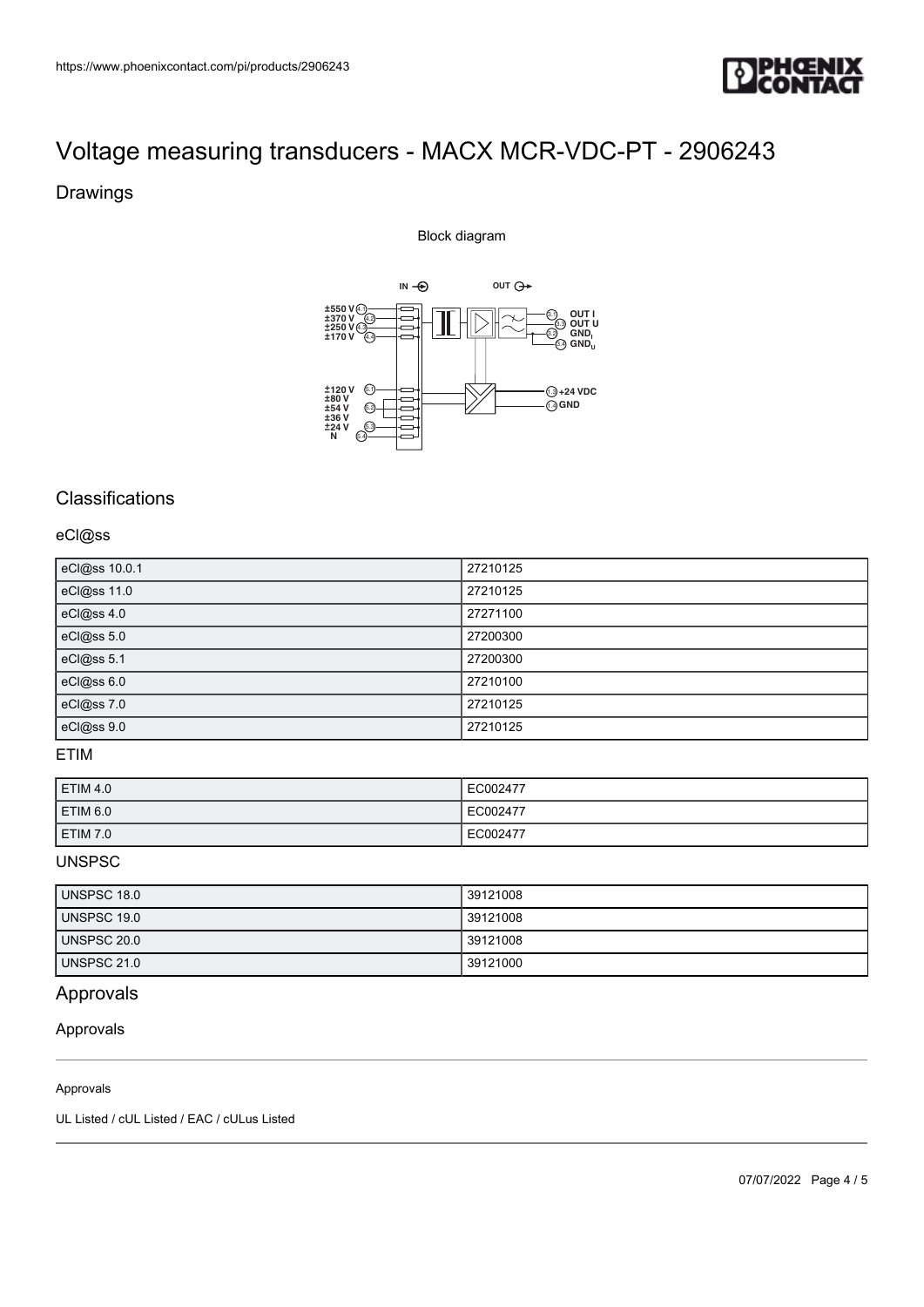# Voltage measuring transducers - MACX MCR-VDC-PT - 2906243

## Drawings

Block diagram

IN OUT

±550 V ±370 V ±250 V ±170 V

OUT I OUT U $GND_I$ $GND_U$

±120 V ±80 V ±54 V ±36 V ±24 V N

+24 VDC GND

## Classifications

### eCl@ss

| eCl@ss 10.0.1 | 27210125 |
|---|---|
| eCl@ss 11.0 | 27210125 |
| eCl@ss 4.0 | 27271100 |
| eCl@ss 5.0 | 27200300 |
| eCl@ss 5.1 | 27200300 |
| eCl@ss 6.0 | 27210100 |
| eCl@ss 7.0 | 27210125 |
| eCl@ss 9.0 | 27210125 |

### ETIM

| ETIM 4.0 | EC002477 |
|---|---|
| ETIM 6.0 | EC002477 |
| ETIM 7.0 | EC002477 |

### UNSPSC

| UNSPSC 18.0 | 39121008 |
|---|---|
| UNSPSC 19.0 | 39121008 |
| UNSPSC 20.0 | 39121008 |
| UNSPSC 21.0 | 39121000 |

## Approvals

### Approvals

Approvals

UL Listed / cUL Listed / EAC / cULus Listed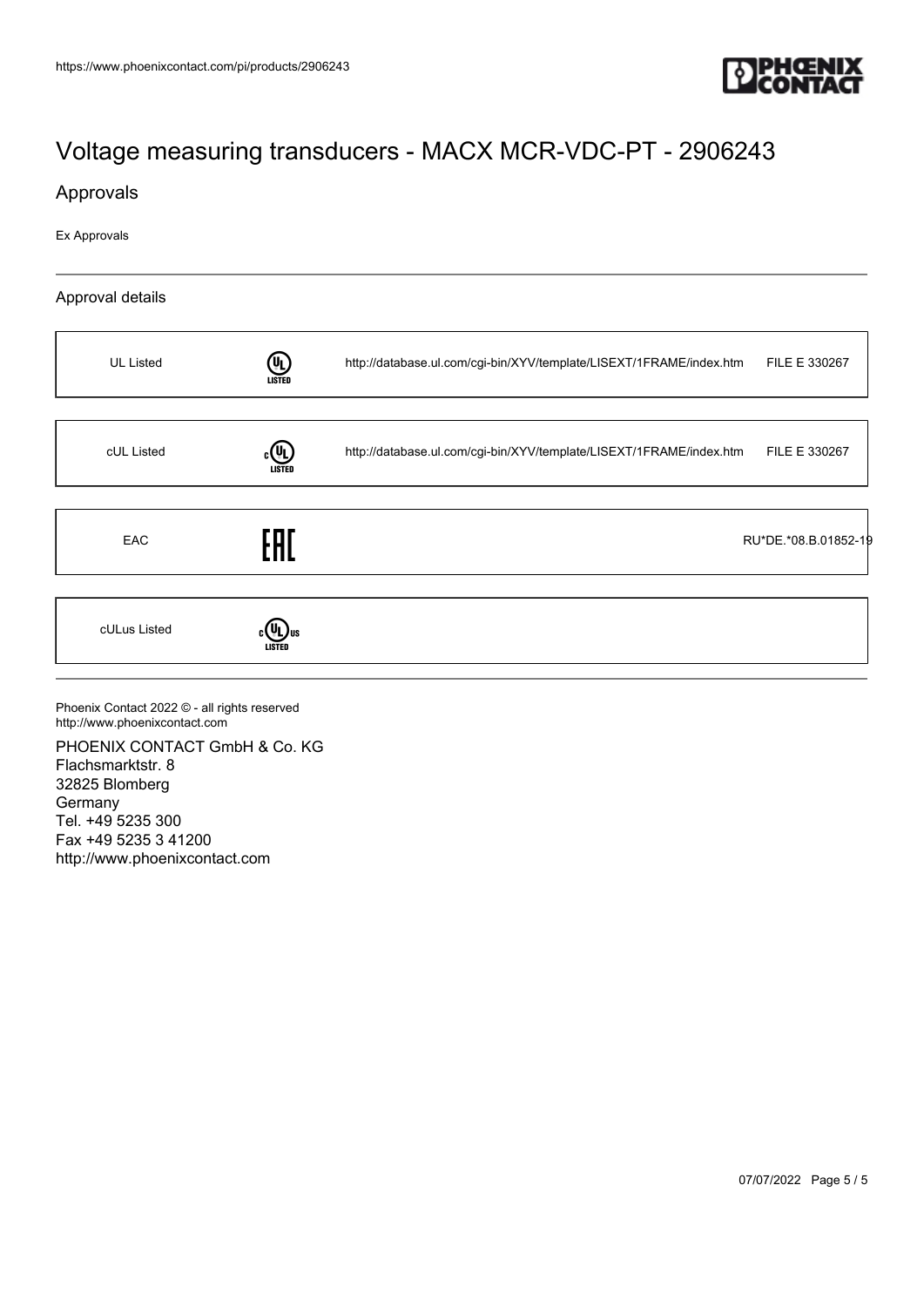# Voltage measuring transducers - MACX MCR-VDC-PT - 2906243

## Approvals

Ex Approvals

### Approval details

| | | | |
|---|---|---|---|
| UL Listed | | http://database.ul.com/cgi-bin/XYV/template/LISEXT/1FRAME/index.htm | FILE E 330267 |
| cUL Listed | | http://database.ul.com/cgi-bin/XYV/template/LISEXT/1FRAME/index.htm | FILE E 330267 |
| EAC | | | RU*DE.*08.B.01852-19 |
| cULus Listed | | | |

Phoenix Contact 2022 © - all rights reserved
http://www.phoenixcontact.com

PHOENIX CONTACT GmbH & Co. KG
Flachsmarktstr. 8
32825 Blomberg
Germany
Tel. +49 5235 300
Fax +49 5235 3 41200
http://www.phoenixcontact.com